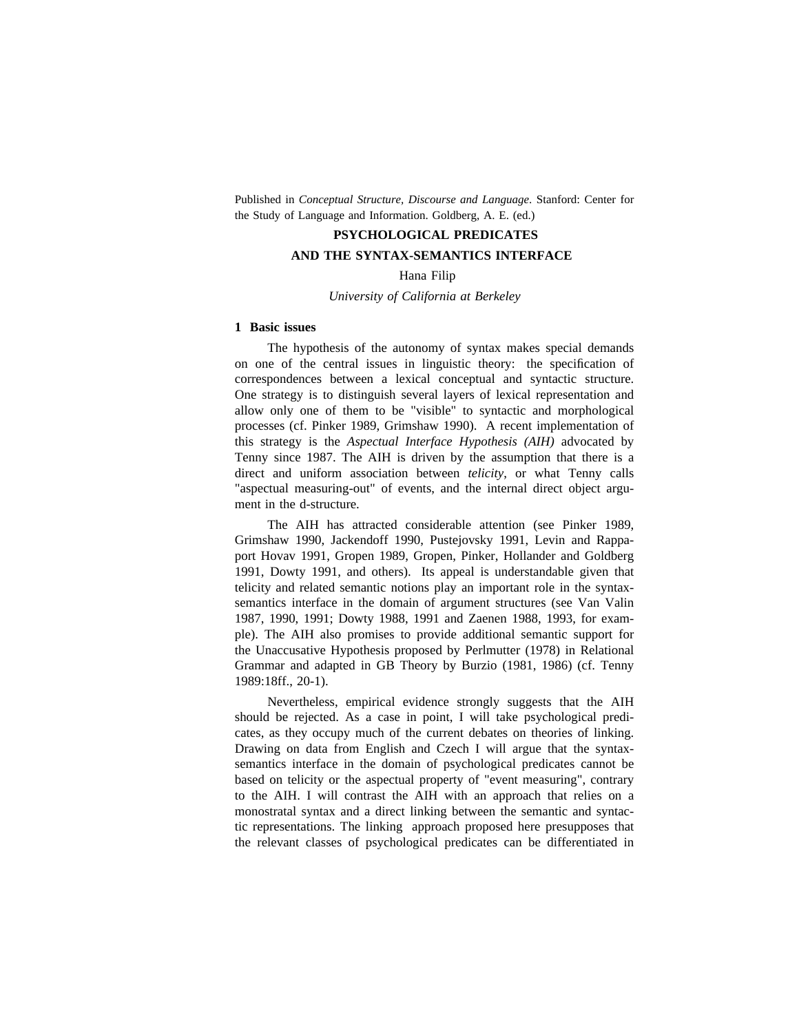Published in *Conceptual Structure, Discourse and Language*. Stanford: Center for the Study of Language and Information. Goldberg, A. E. (ed.)

# PSYCHOLOGICAL PREDICATES AND THE SYNTAX-SEMANTICS INTERFACE

Hana Filip

*University of California at Berkeley*

## 1 Basic issues

The hypothesis of the autonomy of syntax makes special demands on one of the central issues in linguistic theory: the specification of correspondences between a lexical conceptual and syntactic structure. One strategy is to distinguish several layers of lexical representation and allow only one of them to be "visible" to syntactic and morphological processes (cf. Pinker 1989, Grimshaw 1990). A recent implementation of this strategy is the *Aspectual Interface Hypothesis (AIH)* advocated by Tenny since 1987. The AIH is driven by the assumption that there is a direct and uniform association between *telicity*, or what Tenny calls "aspectual measuring-out" of events, and the internal direct object argument in the d-structure.

The AIH has attracted considerable attention (see Pinker 1989, Grimshaw 1990, Jackendoff 1990, Pustejovsky 1991, Levin and Rappaport Hovav 1991, Gropen 1989, Gropen, Pinker, Hollander and Goldberg 1991, Dowty 1991, and others). Its appeal is understandable given that telicity and related semantic notions play an important role in the syntax-semantics interface in the domain of argument structures (see Van Valin 1987, 1990, 1991; Dowty 1988, 1991 and Zaenen 1988, 1993, for example). The AIH also promises to provide additional semantic support for the Unaccusative Hypothesis proposed by Perlmutter (1978) in Relational Grammar and adapted in GB Theory by Burzio (1981, 1986) (cf. Tenny 1989:18ff., 20-1).

Nevertheless, empirical evidence strongly suggests that the AIH should be rejected. As a case in point, I will take psychological predicates, as they occupy much of the current debates on theories of linking. Drawing on data from English and Czech I will argue that the syntax-semantics interface in the domain of psychological predicates cannot be based on telicity or the aspectual property of "event measuring", contrary to the AIH. I will contrast the AIH with an approach that relies on a monostratal syntax and a direct linking between the semantic and syntactic representations. The linking approach proposed here presupposes that the relevant classes of psychological predicates can be differentiated in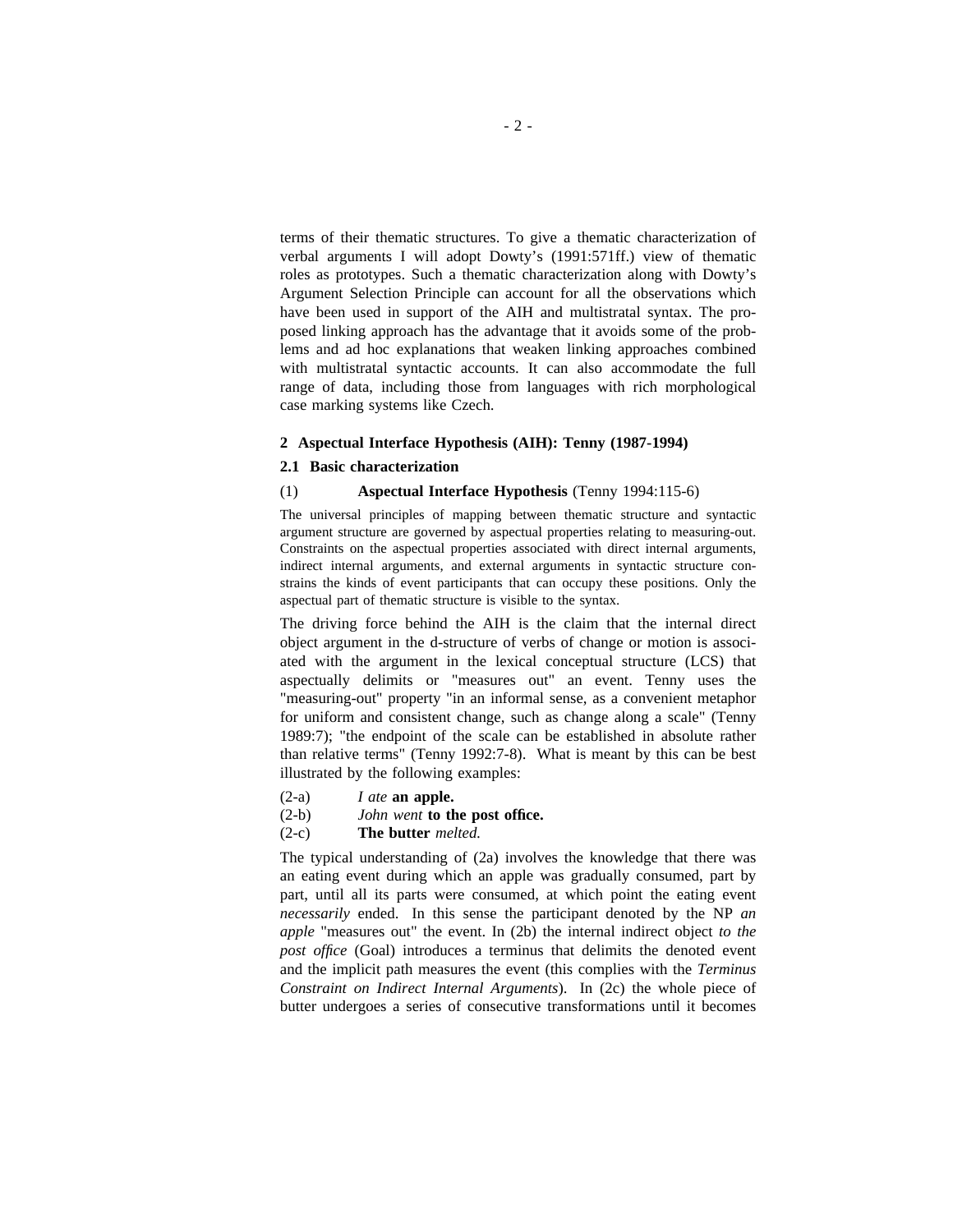terms of their thematic structures. To give a thematic characterization of verbal arguments I will adopt Dowty's (1991:571ff.) view of thematic roles as prototypes. Such a thematic characterization along with Dowty's Argument Selection Principle can account for all the observations which have been used in support of the AIH and multistratal syntax. The proposed linking approach has the advantage that it avoids some of the problems and ad hoc explanations that weaken linking approaches combined with multistratal syntactic accounts. It can also accommodate the full range of data, including those from languages with rich morphological case marking systems like Czech.

## 2 Aspectual Interface Hypothesis (AIH): Tenny (1987-1994)

### 2.1 Basic characterization

(1) **Aspectual Interface Hypothesis** (Tenny 1994:115-6)

The universal principles of mapping between thematic structure and syntactic argument structure are governed by aspectual properties relating to measuring-out. Constraints on the aspectual properties associated with direct internal arguments, indirect internal arguments, and external arguments in syntactic structure constrains the kinds of event participants that can occupy these positions. Only the aspectual part of thematic structure is visible to the syntax.

The driving force behind the AIH is the claim that the internal direct object argument in the d-structure of verbs of change or motion is associated with the argument in the lexical conceptual structure (LCS) that aspectually delimits or "measures out" an event. Tenny uses the "measuring-out" property "in an informal sense, as a convenient metaphor for uniform and consistent change, such as change along a scale" (Tenny 1989:7); "the endpoint of the scale can be established in absolute rather than relative terms" (Tenny 1992:7-8). What is meant by this can be best illustrated by the following examples:

(2-a) *I ate* **an apple.**

(2-b) *John went* **to the post office.**

(2-c) **The butter** *melted.*

The typical understanding of (2a) involves the knowledge that there was an eating event during which an apple was gradually consumed, part by part, until all its parts were consumed, at which point the eating event *necessarily* ended. In this sense the participant denoted by the NP *an apple* "measures out" the event. In (2b) the internal indirect object *to the post office* (Goal) introduces a terminus that delimits the denoted event and the implicit path measures the event (this complies with the *Terminus Constraint on Indirect Internal Arguments*). In (2c) the whole piece of butter undergoes a series of consecutive transformations until it becomes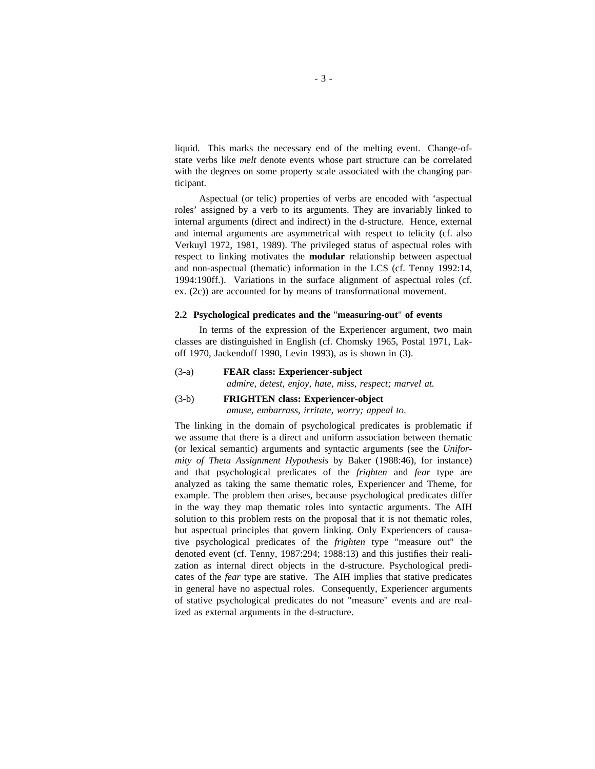liquid. This marks the necessary end of the melting event. Change-of-state verbs like *melt* denote events whose part structure can be correlated with the degrees on some property scale associated with the changing participant.

Aspectual (or telic) properties of verbs are encoded with 'aspectual roles' assigned by a verb to its arguments. They are invariably linked to internal arguments (direct and indirect) in the d-structure. Hence, external and internal arguments are asymmetrical with respect to telicity (cf. also Verkuyl 1972, 1981, 1989). The privileged status of aspectual roles with respect to linking motivates the **modular** relationship between aspectual and non-aspectual (thematic) information in the LCS (cf. Tenny 1992:14, 1994:190ff.). Variations in the surface alignment of aspectual roles (cf. ex. (2c)) are accounted for by means of transformational movement.

### 2.2 Psychological predicates and the "measuring-out" of events

In terms of the expression of the Experiencer argument, two main classes are distinguished in English (cf. Chomsky 1965, Postal 1971, Lakoff 1970, Jackendoff 1990, Levin 1993), as is shown in (3).

(3-a) **FEAR class: Experiencer-subject**
*admire, detest, enjoy, hate, miss, respect; marvel at.*

(3-b) **FRIGHTEN class: Experiencer-object**
*amuse, embarrass, irritate, worry; appeal to*.

The linking in the domain of psychological predicates is problematic if we assume that there is a direct and uniform association between thematic (or lexical semantic) arguments and syntactic arguments (see the *Uniformity of Theta Assignment Hypothesis* by Baker (1988:46), for instance) and that psychological predicates of the *frighten* and *fear* type are analyzed as taking the same thematic roles, Experiencer and Theme, for example. The problem then arises, because psychological predicates differ in the way they map thematic roles into syntactic arguments. The AIH solution to this problem rests on the proposal that it is not thematic roles, but aspectual principles that govern linking. Only Experiencers of causative psychological predicates of the *frighten* type "measure out" the denoted event (cf. Tenny, 1987:294; 1988:13) and this justifies their realization as internal direct objects in the d-structure. Psychological predicates of the *fear* type are stative. The AIH implies that stative predicates in general have no aspectual roles. Consequently, Experiencer arguments of stative psychological predicates do not "measure" events and are realized as external arguments in the d-structure.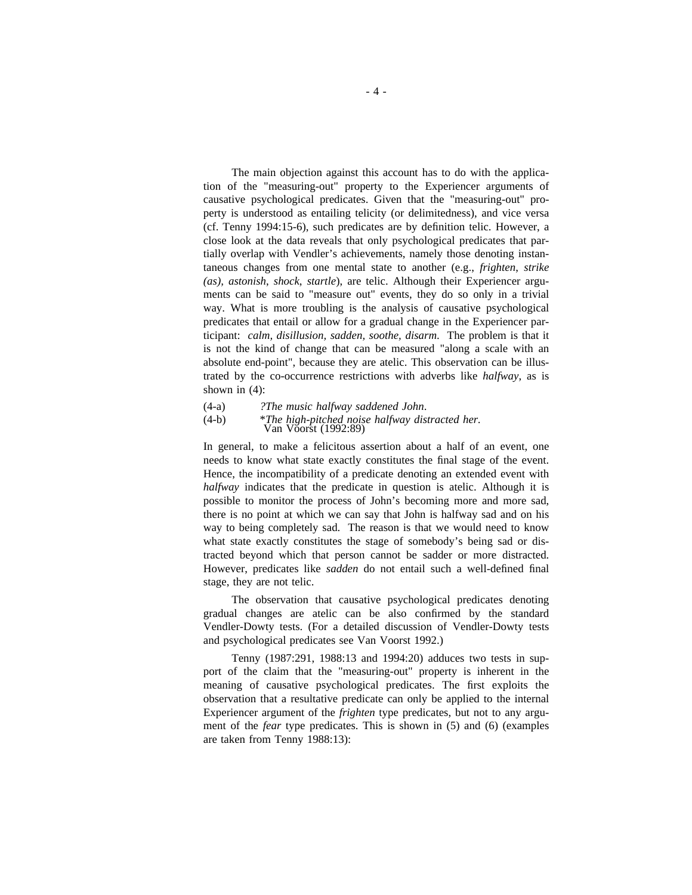The main objection against this account has to do with the application of the "measuring-out" property to the Experiencer arguments of causative psychological predicates. Given that the "measuring-out" property is understood as entailing telicity (or delimitedness), and vice versa (cf. Tenny 1994:15-6), such predicates are by definition telic. However, a close look at the data reveals that only psychological predicates that partially overlap with Vendler's achievements, namely those denoting instantaneous changes from one mental state to another (e.g., *frighten*, *strike (as)*, *astonish*, *shock*, *startle*), are telic. Although their Experiencer arguments can be said to "measure out" events, they do so only in a trivial way. What is more troubling is the analysis of causative psychological predicates that entail or allow for a gradual change in the Experiencer participant: *calm, disillusion, sadden, soothe, disarm.* The problem is that it is not the kind of change that can be measured "along a scale with an absolute end-point", because they are atelic. This observation can be illustrated by the co-occurrence restrictions with adverbs like *halfway*, as is shown in (4):

(4-a) *?The music halfway saddened John.*

(4-b) *\*The high-pitched noise halfway distracted her.*
Van Voorst (1992:89)

In general, to make a felicitous assertion about a half of an event, one needs to know what state exactly constitutes the final stage of the event. Hence, the incompatibility of a predicate denoting an extended event with *halfway* indicates that the predicate in question is atelic. Although it is possible to monitor the process of John's becoming more and more sad, there is no point at which we can say that John is halfway sad and on his way to being completely sad. The reason is that we would need to know what state exactly constitutes the stage of somebody's being sad or distracted beyond which that person cannot be sadder or more distracted. However, predicates like *sadden* do not entail such a well-defined final stage, they are not telic.

The observation that causative psychological predicates denoting gradual changes are atelic can be also confirmed by the standard Vendler-Dowty tests. (For a detailed discussion of Vendler-Dowty tests and psychological predicates see Van Voorst 1992.)

Tenny (1987:291, 1988:13 and 1994:20) adduces two tests in support of the claim that the "measuring-out" property is inherent in the meaning of causative psychological predicates. The first exploits the observation that a resultative predicate can only be applied to the internal Experiencer argument of the *frighten* type predicates, but not to any argument of the *fear* type predicates. This is shown in (5) and (6) (examples are taken from Tenny 1988:13):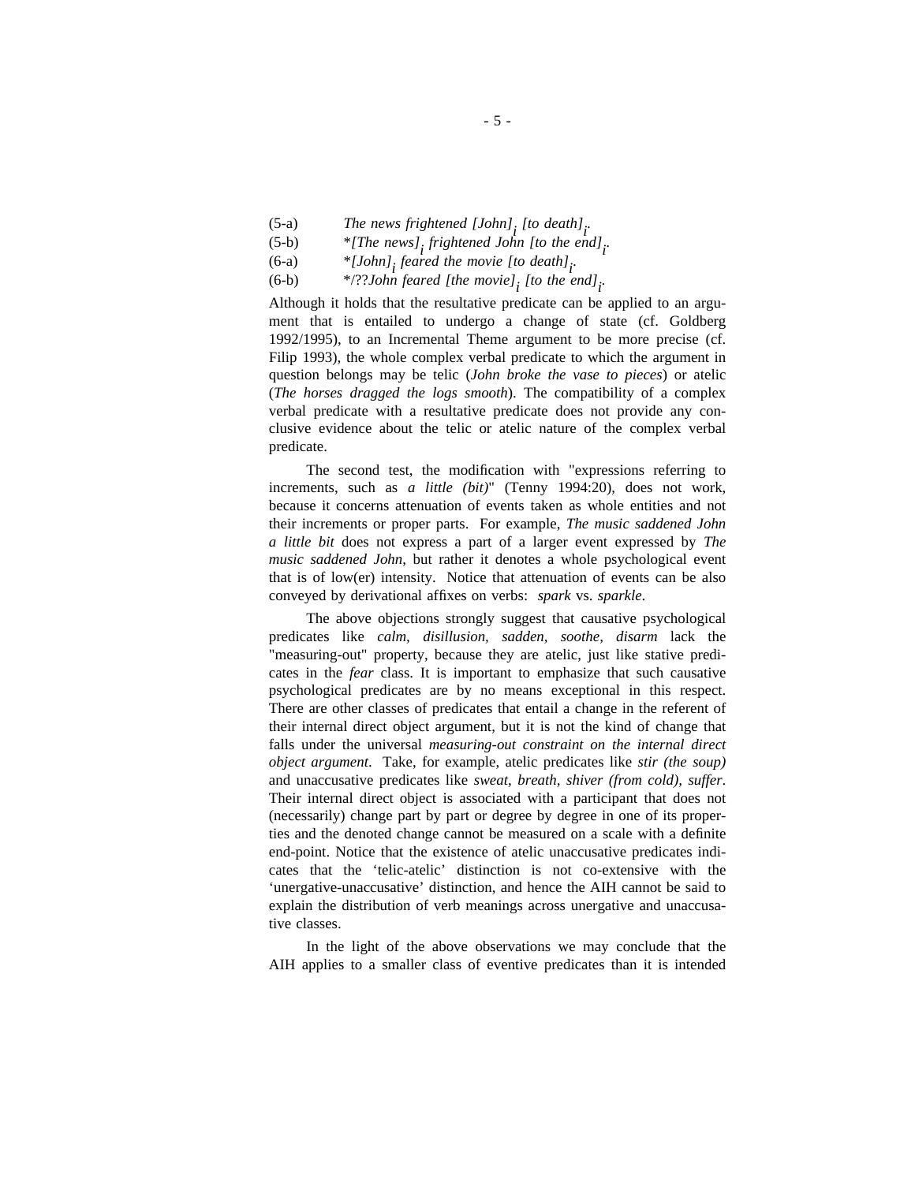(5-a) *The news frightened [John]$_i$ [to death]$_i$.*

(5-b) *\*[The news]$_i$ frightened John [to the end]$_i$.*

(6-a) *\*[John]$_i$ feared the movie [to death]$_i$.*

(6-b) *\*/??John feared [the movie]$_i$ [to the end]$_i$.*

Although it holds that the resultative predicate can be applied to an argument that is entailed to undergo a change of state (cf. Goldberg 1992/1995), to an Incremental Theme argument to be more precise (cf. Filip 1993), the whole complex verbal predicate to which the argument in question belongs may be telic (*John broke the vase to pieces*) or atelic (*The horses dragged the logs smooth*). The compatibility of a complex verbal predicate with a resultative predicate does not provide any conclusive evidence about the telic or atelic nature of the complex verbal predicate.

The second test, the modification with "expressions referring to increments, such as *a little (bit)*" (Tenny 1994:20), does not work, because it concerns attenuation of events taken as whole entities and not their increments or proper parts. For example, *The music saddened John a little bit* does not express a part of a larger event expressed by *The music saddened John*, but rather it denotes a whole psychological event that is of low(er) intensity. Notice that attenuation of events can be also conveyed by derivational affixes on verbs: *spark* vs. *sparkle*.

The above objections strongly suggest that causative psychological predicates like *calm*, *disillusion*, *sadden*, *soothe*, *disarm* lack the "measuring-out" property, because they are atelic, just like stative predicates in the *fear* class. It is important to emphasize that such causative psychological predicates are by no means exceptional in this respect. There are other classes of predicates that entail a change in the referent of their internal direct object argument, but it is not the kind of change that falls under the universal *measuring-out constraint on the internal direct object argument*. Take, for example, atelic predicates like *stir (the soup)* and unaccusative predicates like *sweat*, *breath*, *shiver (from cold)*, *suffer*. Their internal direct object is associated with a participant that does not (necessarily) change part by part or degree by degree in one of its properties and the denoted change cannot be measured on a scale with a definite end-point. Notice that the existence of atelic unaccusative predicates indicates that the 'telic-atelic' distinction is not co-extensive with the 'unergative-unaccusative' distinction, and hence the AIH cannot be said to explain the distribution of verb meanings across unergative and unaccusative classes.

In the light of the above observations we may conclude that the AIH applies to a smaller class of eventive predicates than it is intended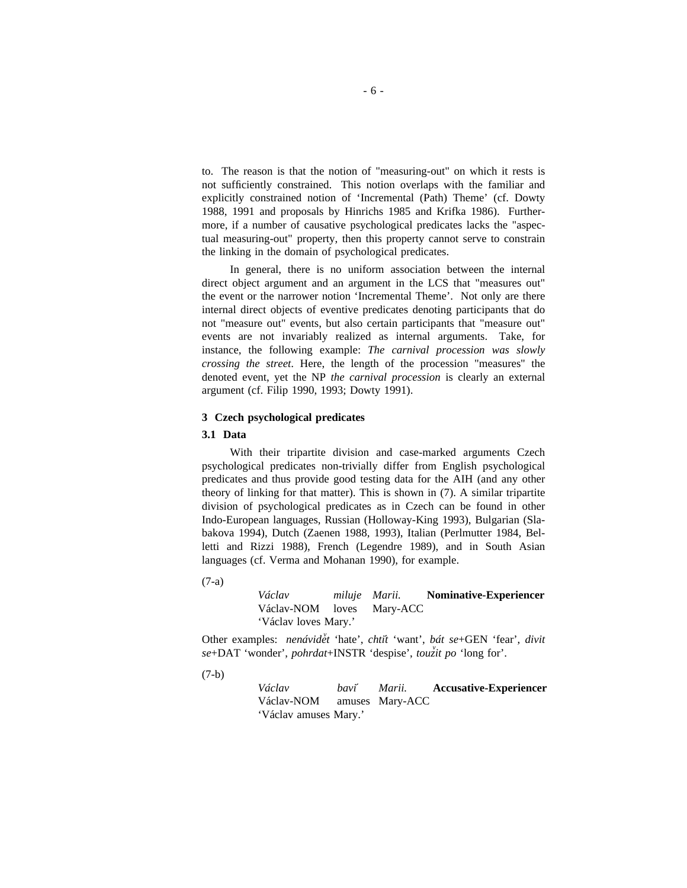to. The reason is that the notion of "measuring-out" on which it rests is not sufficiently constrained. This notion overlaps with the familiar and explicitly constrained notion of 'Incremental (Path) Theme' (cf. Dowty 1988, 1991 and proposals by Hinrichs 1985 and Krifka 1986). Furthermore, if a number of causative psychological predicates lacks the "aspectual measuring-out" property, then this property cannot serve to constrain the linking in the domain of psychological predicates.

In general, there is no uniform association between the internal direct object argument and an argument in the LCS that "measures out" the event or the narrower notion 'Incremental Theme'. Not only are there internal direct objects of eventive predicates denoting participants that do not "measure out" events, but also certain participants that "measure out" events are not invariably realized as internal arguments. Take, for instance, the following example: *The carnival procession was slowly crossing the street*. Here, the length of the procession "measures" the denoted event, yet the NP *the carnival procession* is clearly an external argument (cf. Filip 1990, 1993; Dowty 1991).

### 3 Czech psychological predicates

#### 3.1 Data

With their tripartite division and case-marked arguments Czech psychological predicates non-trivially differ from English psychological predicates and thus provide good testing data for the AIH (and any other theory of linking for that matter). This is shown in (7). A similar tripartite division of psychological predicates as in Czech can be found in other Indo-European languages, Russian (Holloway-King 1993), Bulgarian (Slabakova 1994), Dutch (Zaenen 1988, 1993), Italian (Perlmutter 1984, Belletti and Rizzi 1988), French (Legendre 1989), and in South Asian languages (cf. Verma and Mohanan 1990), for example.

(7-a)

*Václav miluje Marii.* **Nominative-Experiencer**
Václav-NOM loves Mary-ACC
'Václav loves Mary.'

Other examples: *nenávidět* 'hate', *chtít* 'want', *bát se*+GEN 'fear', *divit se*+DAT 'wonder', *pohrdat*+INSTR 'despise', *toužit po* 'long for'.

(7-b)

*Václav baví Marii.* **Accusative-Experiencer**
Václav-NOM amuses Mary-ACC
'Václav amuses Mary.'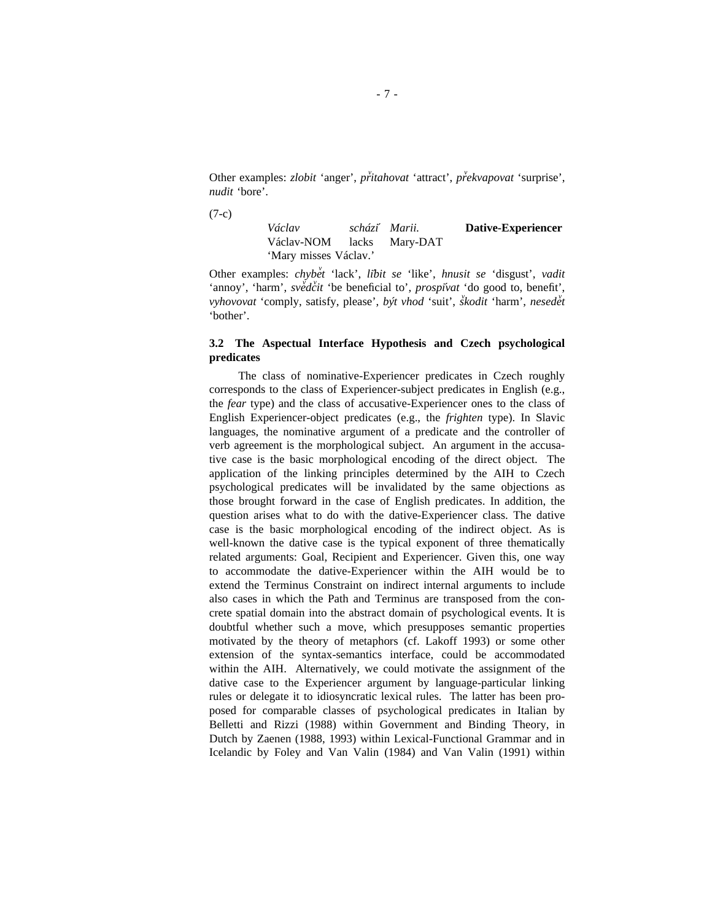Other examples: *zlobit* 'anger', *přitahovat* 'attract', *překvapovat* 'surprise', *nudit* 'bore'.

(7-c)

| | | | |
|---|---|---|---|
| *Václav* | *schází* | *Marii.* | **Dative-Experiencer** |
| Václav-NOM | lacks | Mary-DAT | |
| 'Mary misses Václav.' | | | |

Other examples: *chybět* 'lack', *líbit se* 'like', *hnusit se* 'disgust', *vadit* 'annoy', 'harm', *svědčit* 'be beneficial to', *prospívat* 'do good to, benefit', *vyhovovat* 'comply, satisfy, please', *být vhod* 'suit', *škodit* 'harm', *nesedět* 'bother'.

### 3.2 The Aspectual Interface Hypothesis and Czech psychological predicates

The class of nominative-Experiencer predicates in Czech roughly corresponds to the class of Experiencer-subject predicates in English (e.g., the *fear* type) and the class of accusative-Experiencer ones to the class of English Experiencer-object predicates (e.g., the *frighten* type). In Slavic languages, the nominative argument of a predicate and the controller of verb agreement is the morphological subject. An argument in the accusative case is the basic morphological encoding of the direct object. The application of the linking principles determined by the AIH to Czech psychological predicates will be invalidated by the same objections as those brought forward in the case of English predicates. In addition, the question arises what to do with the dative-Experiencer class. The dative case is the basic morphological encoding of the indirect object. As is well-known the dative case is the typical exponent of three thematically related arguments: Goal, Recipient and Experiencer. Given this, one way to accommodate the dative-Experiencer within the AIH would be to extend the Terminus Constraint on indirect internal arguments to include also cases in which the Path and Terminus are transposed from the concrete spatial domain into the abstract domain of psychological events. It is doubtful whether such a move, which presupposes semantic properties motivated by the theory of metaphors (cf. Lakoff 1993) or some other extension of the syntax-semantics interface, could be accommodated within the AIH. Alternatively, we could motivate the assignment of the dative case to the Experiencer argument by language-particular linking rules or delegate it to idiosyncratic lexical rules. The latter has been proposed for comparable classes of psychological predicates in Italian by Belletti and Rizzi (1988) within Government and Binding Theory, in Dutch by Zaenen (1988, 1993) within Lexical-Functional Grammar and in Icelandic by Foley and Van Valin (1984) and Van Valin (1991) within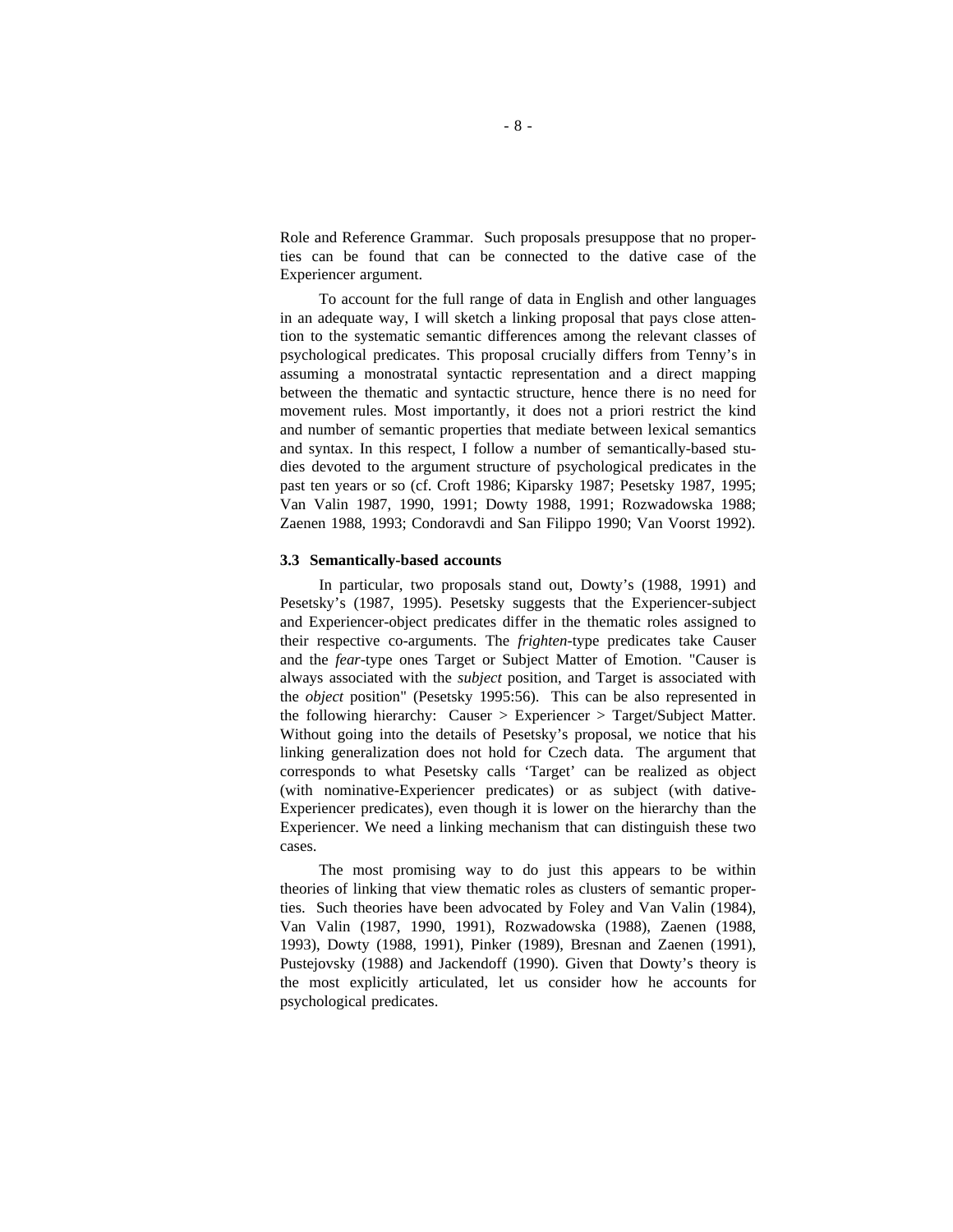Role and Reference Grammar. Such proposals presuppose that no properties can be found that can be connected to the dative case of the Experiencer argument.

To account for the full range of data in English and other languages in an adequate way, I will sketch a linking proposal that pays close attention to the systematic semantic differences among the relevant classes of psychological predicates. This proposal crucially differs from Tenny's in assuming a monostratal syntactic representation and a direct mapping between the thematic and syntactic structure, hence there is no need for movement rules. Most importantly, it does not a priori restrict the kind and number of semantic properties that mediate between lexical semantics and syntax. In this respect, I follow a number of semantically-based studies devoted to the argument structure of psychological predicates in the past ten years or so (cf. Croft 1986; Kiparsky 1987; Pesetsky 1987, 1995; Van Valin 1987, 1990, 1991; Dowty 1988, 1991; Rozwadowska 1988; Zaenen 1988, 1993; Condoravdi and San Filippo 1990; Van Voorst 1992).

### 3.3 Semantically-based accounts

In particular, two proposals stand out, Dowty's (1988, 1991) and Pesetsky's (1987, 1995). Pesetsky suggests that the Experiencer-subject and Experiencer-object predicates differ in the thematic roles assigned to their respective co-arguments. The *frighten*-type predicates take Causer and the *fear*-type ones Target or Subject Matter of Emotion. "Causer is always associated with the *subject* position, and Target is associated with the *object* position" (Pesetsky 1995:56). This can be also represented in the following hierarchy: Causer > Experiencer > Target/Subject Matter. Without going into the details of Pesetsky's proposal, we notice that his linking generalization does not hold for Czech data. The argument that corresponds to what Pesetsky calls 'Target' can be realized as object (with nominative-Experiencer predicates) or as subject (with dative-Experiencer predicates), even though it is lower on the hierarchy than the Experiencer. We need a linking mechanism that can distinguish these two cases.

The most promising way to do just this appears to be within theories of linking that view thematic roles as clusters of semantic properties. Such theories have been advocated by Foley and Van Valin (1984), Van Valin (1987, 1990, 1991), Rozwadowska (1988), Zaenen (1988, 1993), Dowty (1988, 1991), Pinker (1989), Bresnan and Zaenen (1991), Pustejovsky (1988) and Jackendoff (1990). Given that Dowty's theory is the most explicitly articulated, let us consider how he accounts for psychological predicates.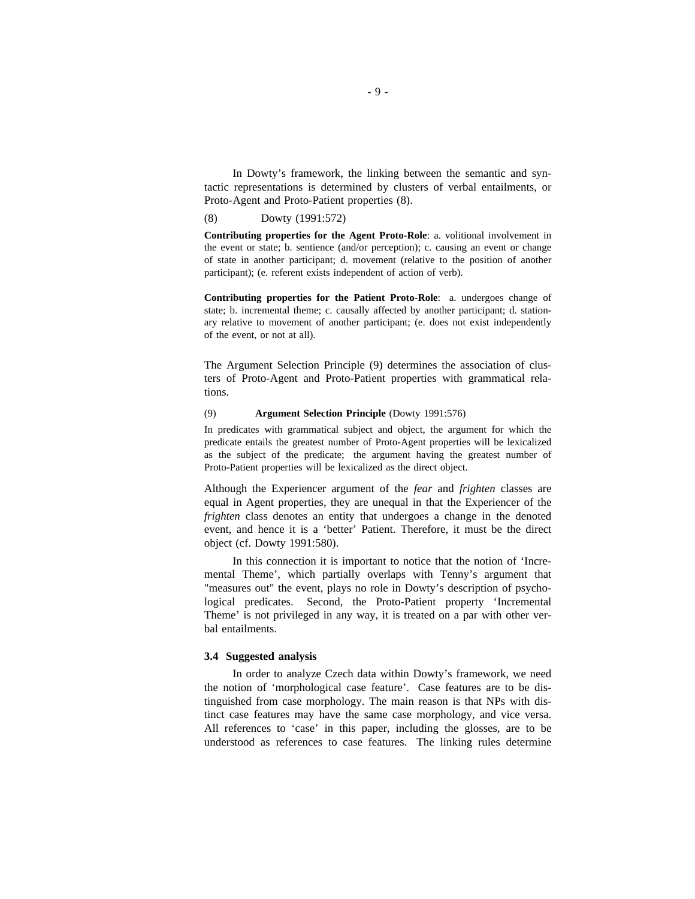In Dowty's framework, the linking between the semantic and syntactic representations is determined by clusters of verbal entailments, or Proto-Agent and Proto-Patient properties (8).

(8) Dowty (1991:572)

**Contributing properties for the Agent Proto-Role**: a. volitional involvement in the event or state; b. sentience (and/or perception); c. causing an event or change of state in another participant; d. movement (relative to the position of another participant); (e. referent exists independent of action of verb).

**Contributing properties for the Patient Proto-Role**: a. undergoes change of state; b. incremental theme; c. causally affected by another participant; d. stationary relative to movement of another participant; (e. does not exist independently of the event, or not at all).

The Argument Selection Principle (9) determines the association of clusters of Proto-Agent and Proto-Patient properties with grammatical relations.

(9) **Argument Selection Principle** (Dowty 1991:576)

In predicates with grammatical subject and object, the argument for which the predicate entails the greatest number of Proto-Agent properties will be lexicalized as the subject of the predicate; the argument having the greatest number of Proto-Patient properties will be lexicalized as the direct object.

Although the Experiencer argument of the *fear* and *frighten* classes are equal in Agent properties, they are unequal in that the Experiencer of the *frighten* class denotes an entity that undergoes a change in the denoted event, and hence it is a 'better' Patient. Therefore, it must be the direct object (cf. Dowty 1991:580).

In this connection it is important to notice that the notion of 'Incremental Theme', which partially overlaps with Tenny's argument that "measures out" the event, plays no role in Dowty's description of psychological predicates. Second, the Proto-Patient property 'Incremental Theme' is not privileged in any way, it is treated on a par with other verbal entailments.

### 3.4 Suggested analysis

In order to analyze Czech data within Dowty's framework, we need the notion of 'morphological case feature'. Case features are to be distinguished from case morphology. The main reason is that NPs with distinct case features may have the same case morphology, and vice versa. All references to 'case' in this paper, including the glosses, are to be understood as references to case features. The linking rules determine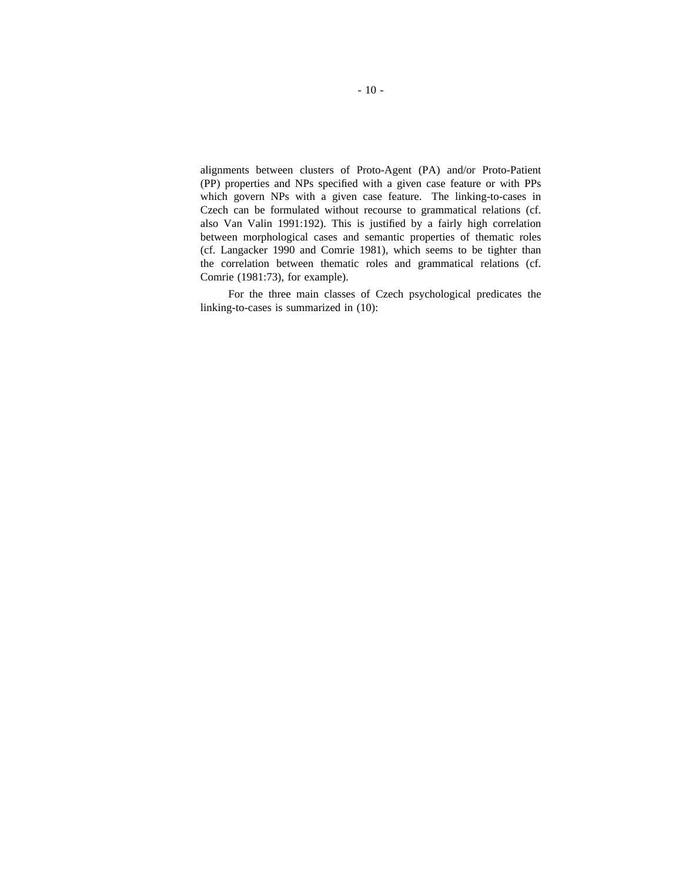alignments between clusters of Proto-Agent (PA) and/or Proto-Patient (PP) properties and NPs specified with a given case feature or with PPs which govern NPs with a given case feature. The linking-to-cases in Czech can be formulated without recourse to grammatical relations (cf. also Van Valin 1991:192). This is justified by a fairly high correlation between morphological cases and semantic properties of thematic roles (cf. Langacker 1990 and Comrie 1981), which seems to be tighter than the correlation between thematic roles and grammatical relations (cf. Comrie (1981:73), for example).

For the three main classes of Czech psychological predicates the linking-to-cases is summarized in (10):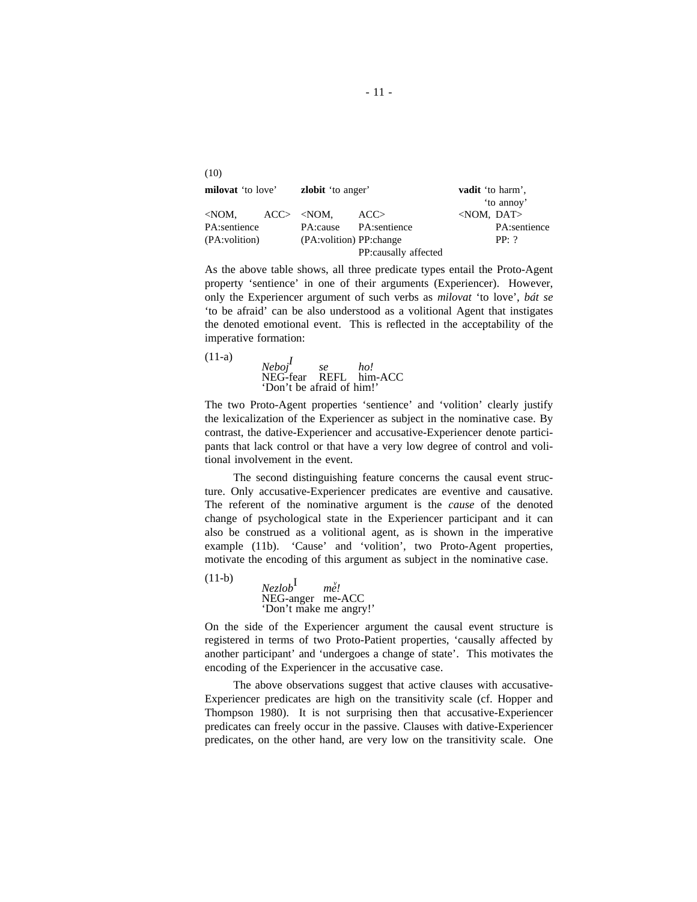(10)

| **milovat** 'to love' | | **zlobit** 'to anger' | | **vadit** 'to harm', 'to annoy' | |
|---|---|---|---|---|---|
| <NOM, | ACC> | <NOM, | ACC> | <NOM, | DAT> |
| PA:sentience | | PA:cause | PA:sentience | | PA:sentience |
| (PA:volition) | | (PA:volition) | PP:change | | PP: ? |
| | | | PP:causally affected | | |

As the above table shows, all three predicate types entail the Proto-Agent property 'sentience' in one of their arguments (Experiencer). However, only the Experiencer argument of such verbs as *milovat* 'to love', *bát se* 'to be afraid' can be also understood as a volitional Agent that instigates the denoted emotional event. This is reflected in the acceptability of the imperative formation:

(11-a)

*Neboj*[I] *se* *ho!*
NEG-fear REFL him-ACC
'Don't be afraid of him!'

The two Proto-Agent properties 'sentience' and 'volition' clearly justify the lexicalization of the Experiencer as subject in the nominative case. By contrast, the dative-Experiencer and accusative-Experiencer denote participants that lack control or that have a very low degree of control and volitional involvement in the event.

The second distinguishing feature concerns the causal event structure. Only accusative-Experiencer predicates are eventive and causative. The referent of the nominative argument is the *cause* of the denoted change of psychological state in the Experiencer participant and it can also be construed as a volitional agent, as is shown in the imperative example (11b). 'Cause' and 'volition', two Proto-Agent properties, motivate the encoding of this argument as subject in the nominative case.

(11-b)

*Nezlob*[I] *mě!*
NEG-anger me-ACC
'Don't make me angry!'

On the side of the Experiencer argument the causal event structure is registered in terms of two Proto-Patient properties, 'causally affected by another participant' and 'undergoes a change of state'. This motivates the encoding of the Experiencer in the accusative case.

The above observations suggest that active clauses with accusative-Experiencer predicates are high on the transitivity scale (cf. Hopper and Thompson 1980). It is not surprising then that accusative-Experiencer predicates can freely occur in the passive. Clauses with dative-Experiencer predicates, on the other hand, are very low on the transitivity scale. One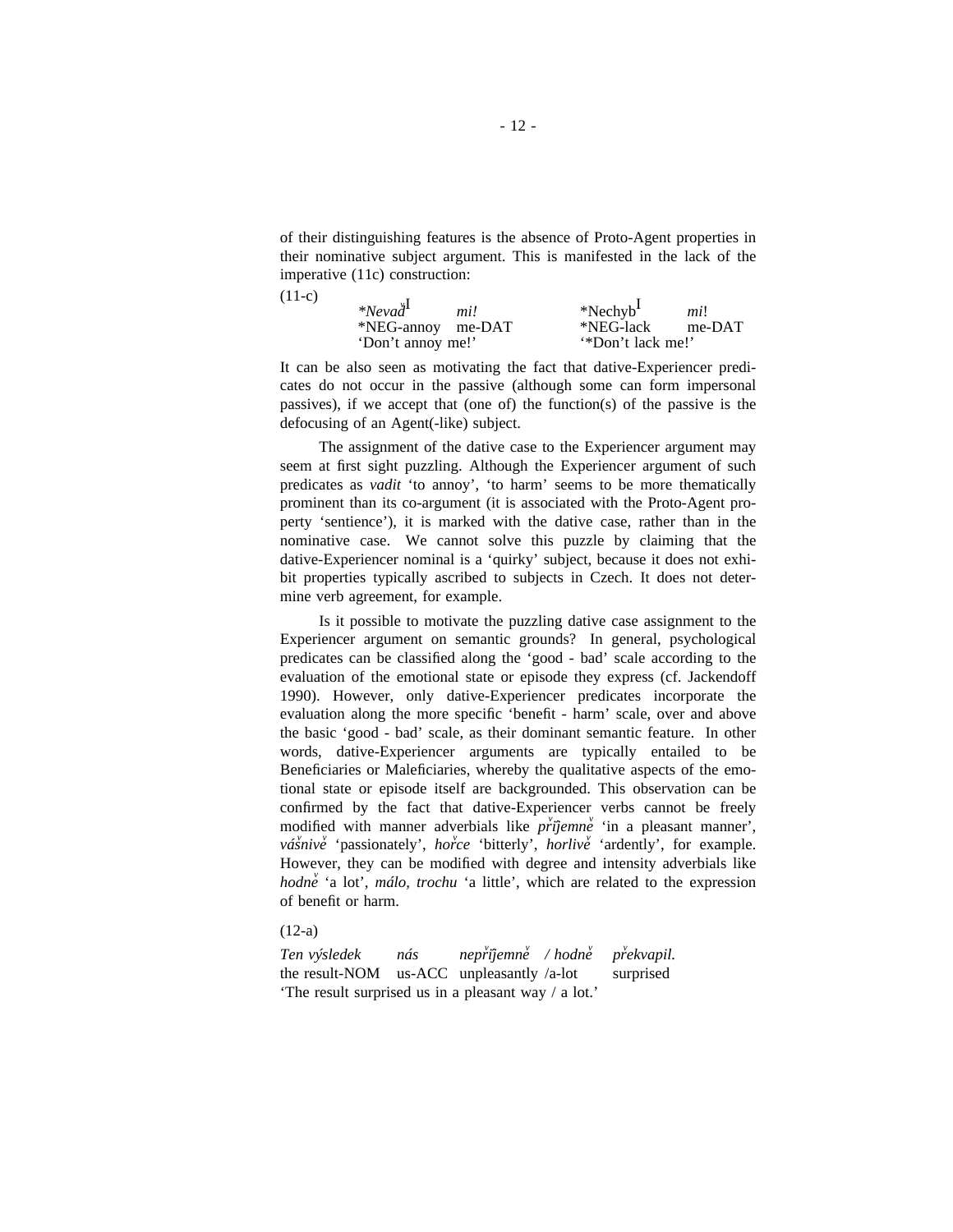of their distinguishing features is the absence of Proto-Agent properties in their nominative subject argument. This is manifested in the lack of the imperative (11c) construction:

(11-c)

| | | | |
|---|---|---|---|
| **Nevaď*[I] | *mi!* | *Nechyb[I] | *mi*! |
| *NEG-annoy | me-DAT | *NEG-lack | me-DAT |
| 'Don't annoy me!' | | '*Don't lack me!' | |

It can be also seen as motivating the fact that dative-Experiencer predicates do not occur in the passive (although some can form impersonal passives), if we accept that (one of) the function(s) of the passive is the defocusing of an Agent(-like) subject.

The assignment of the dative case to the Experiencer argument may seem at first sight puzzling. Although the Experiencer argument of such predicates as *vadit* 'to annoy', 'to harm' seems to be more thematically prominent than its co-argument (it is associated with the Proto-Agent property 'sentience'), it is marked with the dative case, rather than in the nominative case. We cannot solve this puzzle by claiming that the dative-Experiencer nominal is a 'quirky' subject, because it does not exhibit properties typically ascribed to subjects in Czech. It does not determine verb agreement, for example.

Is it possible to motivate the puzzling dative case assignment to the Experiencer argument on semantic grounds? In general, psychological predicates can be classified along the 'good - bad' scale according to the evaluation of the emotional state or episode they express (cf. Jackendoff 1990). However, only dative-Experiencer predicates incorporate the evaluation along the more specific 'benefit - harm' scale, over and above the basic 'good - bad' scale, as their dominant semantic feature. In other words, dative-Experiencer arguments are typically entailed to be Beneficiaries or Maleficiaries, whereby the qualitative aspects of the emotional state or episode itself are backgrounded. This observation can be confirmed by the fact that dative-Experiencer verbs cannot be freely modified with manner adverbials like *příjemně* 'in a pleasant manner', *vášnivě* 'passionately', *hořce* 'bitterly', *horlivě* 'ardently', for example. However, they can be modified with degree and intensity adverbials like *hodně* 'a lot', *málo, trochu* 'a little', which are related to the expression of benefit or harm.

(12-a)

| | | | |
|---|---|---|---|
| *Ten výsledek* | *nás* | *nepříjemně / hodně* | *překvapil.* |
| the result-NOM | us-ACC | unpleasantly /a-lot | surprised |

'The result surprised us in a pleasant way / a lot.'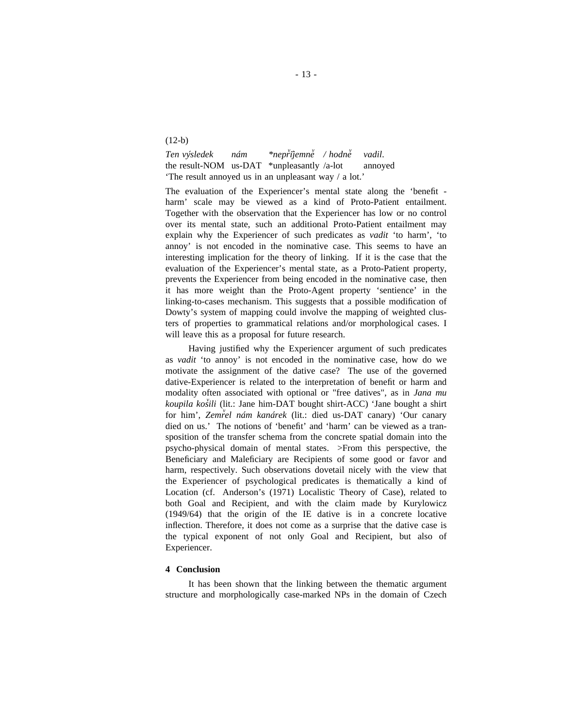(12-b)

*Ten výsledek nám \*nepříjemně / hodně vadil.*
the result-NOM us-DAT \*unpleasantly /a-lot annoyed
'The result annoyed us in an unpleasant way / a lot.'

The evaluation of the Experiencer's mental state along the 'benefit - harm' scale may be viewed as a kind of Proto-Patient entailment. Together with the observation that the Experiencer has low or no control over its mental state, such an additional Proto-Patient entailment may explain why the Experiencer of such predicates as *vadit* 'to harm', 'to annoy' is not encoded in the nominative case. This seems to have an interesting implication for the theory of linking. If it is the case that the evaluation of the Experiencer's mental state, as a Proto-Patient property, prevents the Experiencer from being encoded in the nominative case, then it has more weight than the Proto-Agent property 'sentience' in the linking-to-cases mechanism. This suggests that a possible modification of Dowty's system of mapping could involve the mapping of weighted clusters of properties to grammatical relations and/or morphological cases. I will leave this as a proposal for future research.

Having justified why the Experiencer argument of such predicates as *vadit* 'to annoy' is not encoded in the nominative case, how do we motivate the assignment of the dative case? The use of the governed dative-Experiencer is related to the interpretation of benefit or harm and modality often associated with optional or "free datives", as in *Jana mu koupila košili* (lit.: Jane him-DAT bought shirt-ACC) 'Jane bought a shirt for him', *Zemřel nám kanárek* (lit.: died us-DAT canary) 'Our canary died on us.' The notions of 'benefit' and 'harm' can be viewed as a transposition of the transfer schema from the concrete spatial domain into the psycho-physical domain of mental states. >From this perspective, the Beneficiary and Maleficiary are Recipients of some good or favor and harm, respectively. Such observations dovetail nicely with the view that the Experiencer of psychological predicates is thematically a kind of Location (cf. Anderson's (1971) Localistic Theory of Case), related to both Goal and Recipient, and with the claim made by Kurylowicz (1949/64) that the origin of the IE dative is in a concrete locative inflection. Therefore, it does not come as a surprise that the dative case is the typical exponent of not only Goal and Recipient, but also of Experiencer.

## 4 Conclusion

It has been shown that the linking between the thematic argument structure and morphologically case-marked NPs in the domain of Czech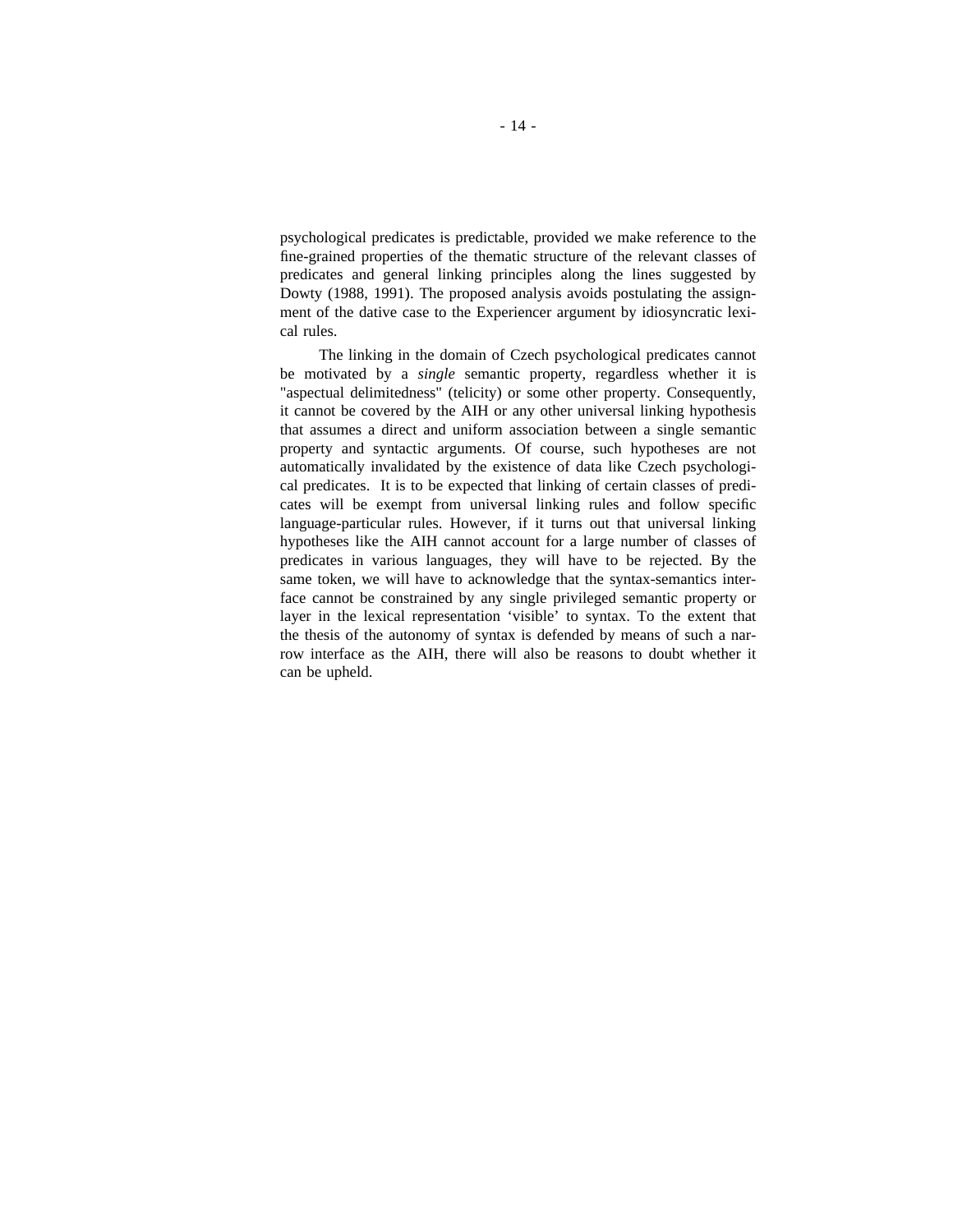psychological predicates is predictable, provided we make reference to the fine-grained properties of the thematic structure of the relevant classes of predicates and general linking principles along the lines suggested by Dowty (1988, 1991). The proposed analysis avoids postulating the assignment of the dative case to the Experiencer argument by idiosyncratic lexical rules.

The linking in the domain of Czech psychological predicates cannot be motivated by a *single* semantic property, regardless whether it is "aspectual delimitedness" (telicity) or some other property. Consequently, it cannot be covered by the AIH or any other universal linking hypothesis that assumes a direct and uniform association between a single semantic property and syntactic arguments. Of course, such hypotheses are not automatically invalidated by the existence of data like Czech psychological predicates. It is to be expected that linking of certain classes of predicates will be exempt from universal linking rules and follow specific language-particular rules. However, if it turns out that universal linking hypotheses like the AIH cannot account for a large number of classes of predicates in various languages, they will have to be rejected. By the same token, we will have to acknowledge that the syntax-semantics interface cannot be constrained by any single privileged semantic property or layer in the lexical representation 'visible' to syntax. To the extent that the thesis of the autonomy of syntax is defended by means of such a narrow interface as the AIH, there will also be reasons to doubt whether it can be upheld.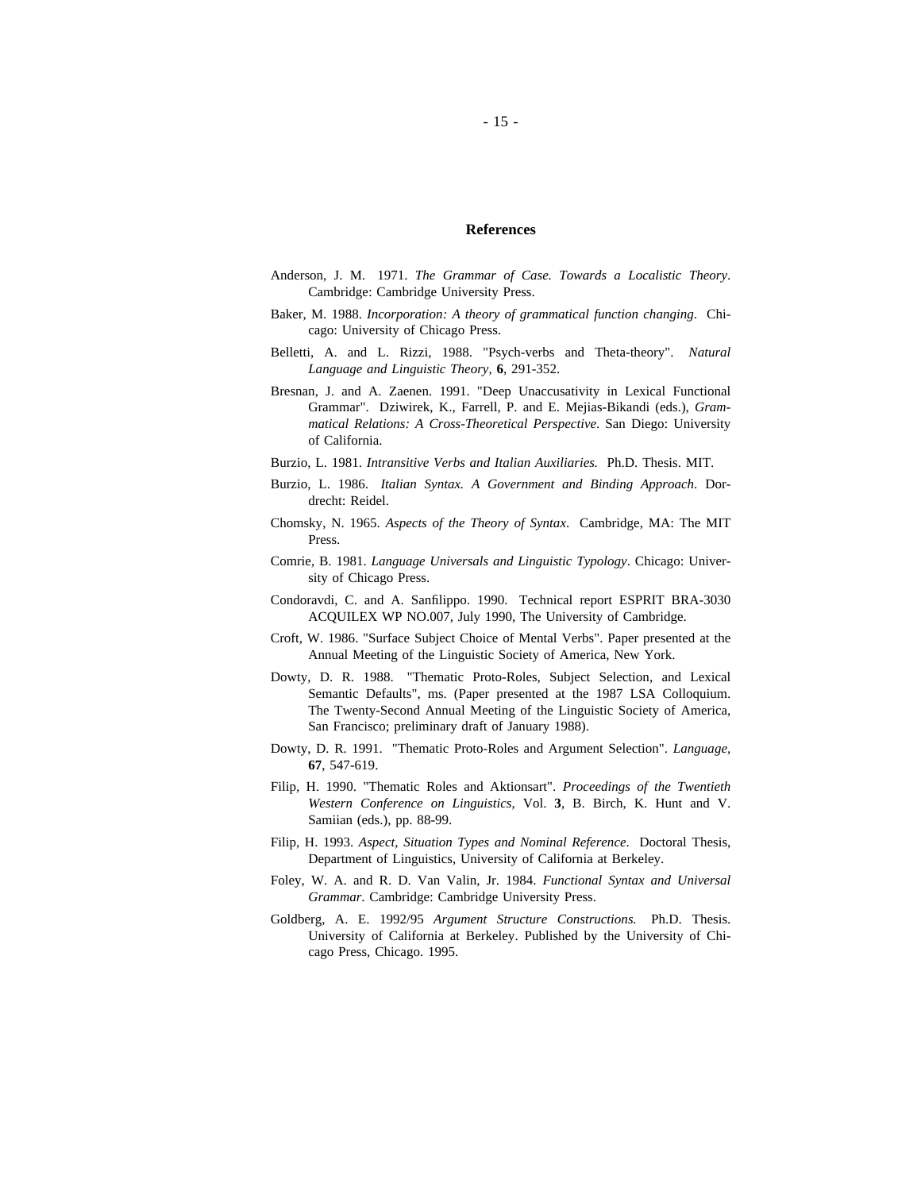## References

Anderson, J. M. 1971. *The Grammar of Case. Towards a Localistic Theory*. Cambridge: Cambridge University Press.

Baker, M. 1988. *Incorporation: A theory of grammatical function changing*. Chicago: University of Chicago Press.

Belletti, A. and L. Rizzi, 1988. "Psych-verbs and Theta-theory". *Natural Language and Linguistic Theory*, **6**, 291-352.

Bresnan, J. and A. Zaenen. 1991. "Deep Unaccusativity in Lexical Functional Grammar". Dziwirek, K., Farrell, P. and E. Mejias-Bikandi (eds.), *Grammatical Relations: A Cross-Theoretical Perspective*. San Diego: University of California.

Burzio, L. 1981. *Intransitive Verbs and Italian Auxiliaries.* Ph.D. Thesis. MIT.

Burzio, L. 1986. *Italian Syntax. A Government and Binding Approach*. Dordrecht: Reidel.

Chomsky, N. 1965. *Aspects of the Theory of Syntax*. Cambridge, MA: The MIT Press.

Comrie, B. 1981. *Language Universals and Linguistic Typology*. Chicago: University of Chicago Press.

Condoravdi, C. and A. Sanfilippo. 1990. Technical report ESPRIT BRA-3030 ACQUILEX WP NO.007, July 1990, The University of Cambridge.

Croft, W. 1986. "Surface Subject Choice of Mental Verbs". Paper presented at the Annual Meeting of the Linguistic Society of America, New York.

Dowty, D. R. 1988. "Thematic Proto-Roles, Subject Selection, and Lexical Semantic Defaults", ms. (Paper presented at the 1987 LSA Colloquium. The Twenty-Second Annual Meeting of the Linguistic Society of America, San Francisco; preliminary draft of January 1988).

Dowty, D. R. 1991. "Thematic Proto-Roles and Argument Selection". *Language*, **67**, 547-619.

Filip, H. 1990. "Thematic Roles and Aktionsart". *Proceedings of the Twentieth Western Conference on Linguistics*, Vol. **3**, B. Birch, K. Hunt and V. Samiian (eds.), pp. 88-99.

Filip, H. 1993. *Aspect, Situation Types and Nominal Reference*. Doctoral Thesis, Department of Linguistics, University of California at Berkeley.

Foley, W. A. and R. D. Van Valin, Jr. 1984. *Functional Syntax and Universal Grammar*. Cambridge: Cambridge University Press.

Goldberg, A. E. 1992/95 *Argument Structure Constructions.* Ph.D. Thesis. University of California at Berkeley. Published by the University of Chicago Press, Chicago. 1995.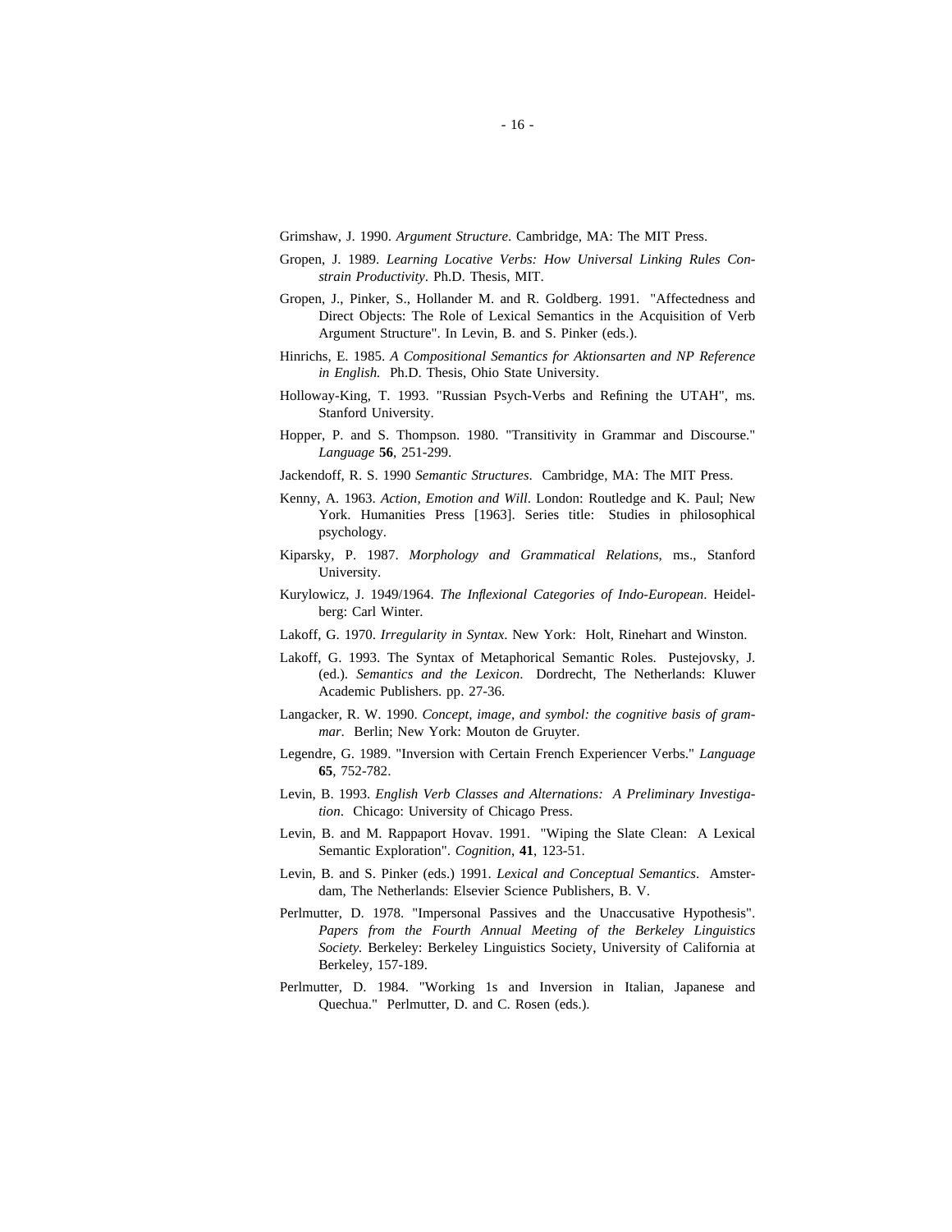Grimshaw, J. 1990. *Argument Structure*. Cambridge, MA: The MIT Press.

Gropen, J. 1989. *Learning Locative Verbs: How Universal Linking Rules Constrain Productivity*. Ph.D. Thesis, MIT.

Gropen, J., Pinker, S., Hollander M. and R. Goldberg. 1991. "Affectedness and Direct Objects: The Role of Lexical Semantics in the Acquisition of Verb Argument Structure". In Levin, B. and S. Pinker (eds.).

Hinrichs, E. 1985. *A Compositional Semantics for Aktionsarten and NP Reference in English.* Ph.D. Thesis, Ohio State University.

Holloway-King, T. 1993. "Russian Psych-Verbs and Refining the UTAH", ms. Stanford University.

Hopper, P. and S. Thompson. 1980. "Transitivity in Grammar and Discourse." *Language* **56**, 251-299.

Jackendoff, R. S. 1990 *Semantic Structures*. Cambridge, MA: The MIT Press.

Kenny, A. 1963. *Action, Emotion and Will*. London: Routledge and K. Paul; New York. Humanities Press [1963]. Series title: Studies in philosophical psychology.

Kiparsky, P. 1987. *Morphology and Grammatical Relations,* ms., Stanford University.

Kurylowicz, J. 1949/1964. *The Inflexional Categories of Indo-European*. Heidelberg: Carl Winter.

Lakoff, G. 1970. *Irregularity in Syntax*. New York: Holt, Rinehart and Winston.

Lakoff, G. 1993. The Syntax of Metaphorical Semantic Roles. Pustejovsky, J. (ed.). *Semantics and the Lexicon*. Dordrecht, The Netherlands: Kluwer Academic Publishers. pp. 27-36.

Langacker, R. W. 1990. *Concept, image, and symbol: the cognitive basis of grammar*. Berlin; New York: Mouton de Gruyter.

Legendre, G. 1989. "Inversion with Certain French Experiencer Verbs." *Language* **65**, 752-782.

Levin, B. 1993. *English Verb Classes and Alternations: A Preliminary Investigation*. Chicago: University of Chicago Press.

Levin, B. and M. Rappaport Hovav. 1991. "Wiping the Slate Clean: A Lexical Semantic Exploration". *Cognition*, **41**, 123-51.

Levin, B. and S. Pinker (eds.) 1991. *Lexical and Conceptual Semantics*. Amsterdam, The Netherlands: Elsevier Science Publishers, B. V.

Perlmutter, D. 1978. "Impersonal Passives and the Unaccusative Hypothesis". *Papers from the Fourth Annual Meeting of the Berkeley Linguistics Society.* Berkeley: Berkeley Linguistics Society, University of California at Berkeley, 157-189.

Perlmutter, D. 1984. "Working 1s and Inversion in Italian, Japanese and Quechua." Perlmutter, D. and C. Rosen (eds.).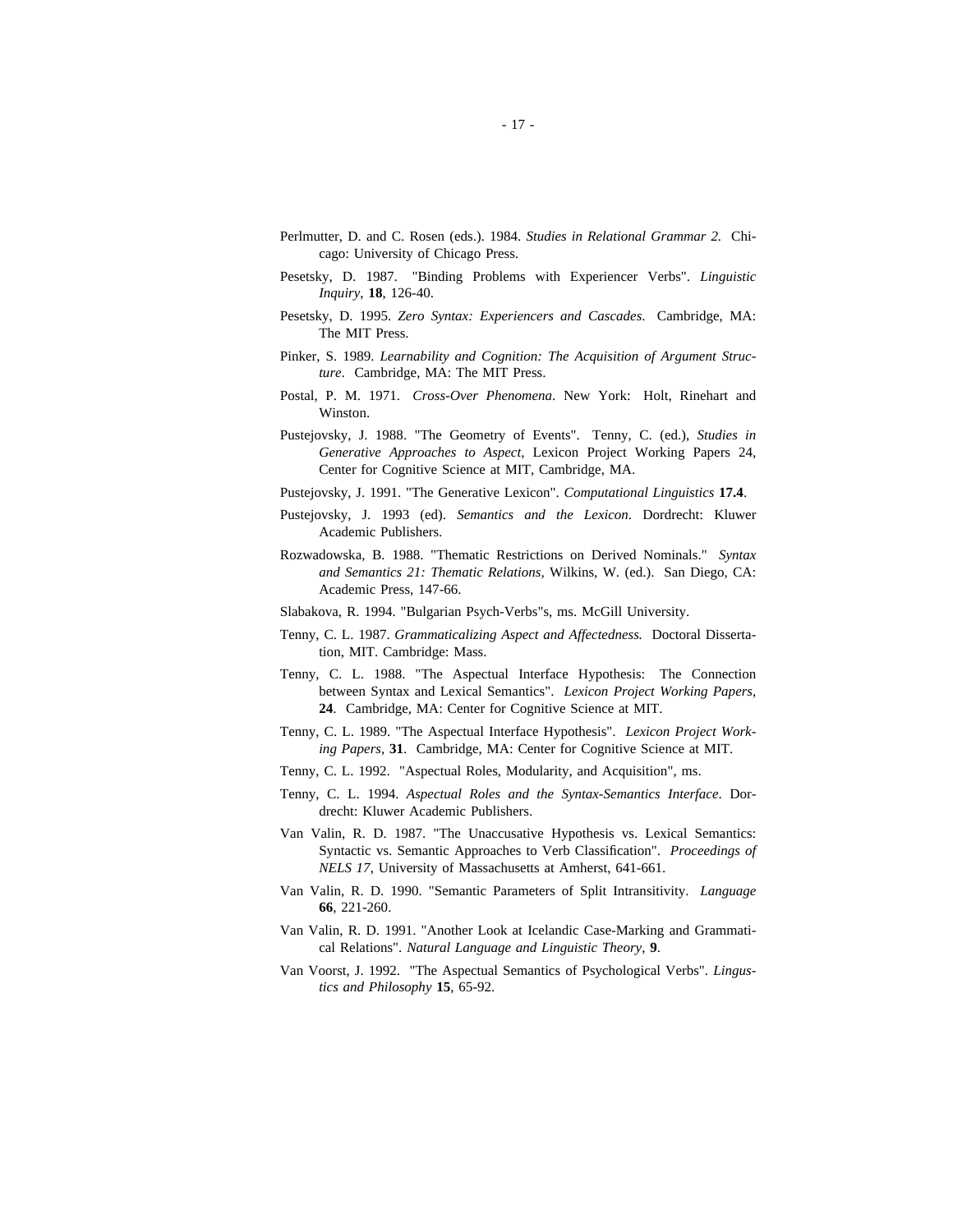Perlmutter, D. and C. Rosen (eds.). 1984. *Studies in Relational Grammar 2.* Chicago: University of Chicago Press.

Pesetsky, D. 1987. "Binding Problems with Experiencer Verbs". *Linguistic Inquiry*, **18**, 126-40.

Pesetsky, D. 1995. *Zero Syntax: Experiencers and Cascades.* Cambridge, MA: The MIT Press.

Pinker, S. 1989. *Learnability and Cognition: The Acquisition of Argument Structure*. Cambridge, MA: The MIT Press.

Postal, P. M. 1971. *Cross-Over Phenomena*. New York: Holt, Rinehart and Winston.

Pustejovsky, J. 1988. "The Geometry of Events". Tenny, C. (ed.), *Studies in Generative Approaches to Aspect*, Lexicon Project Working Papers 24, Center for Cognitive Science at MIT, Cambridge, MA.

Pustejovsky, J. 1991. "The Generative Lexicon". *Computational Linguistics* **17.4**.

Pustejovsky, J. 1993 (ed). *Semantics and the Lexicon*. Dordrecht: Kluwer Academic Publishers.

Rozwadowska, B. 1988. "Thematic Restrictions on Derived Nominals." *Syntax and Semantics 21: Thematic Relations*, Wilkins, W. (ed.). San Diego, CA: Academic Press, 147-66.

Slabakova, R. 1994. "Bulgarian Psych-Verbs"s, ms. McGill University.

Tenny, C. L. 1987. *Grammaticalizing Aspect and Affectedness.* Doctoral Dissertation, MIT. Cambridge: Mass.

Tenny, C. L. 1988. "The Aspectual Interface Hypothesis: The Connection between Syntax and Lexical Semantics". *Lexicon Project Working Papers*, **24**. Cambridge, MA: Center for Cognitive Science at MIT.

Tenny, C. L. 1989. "The Aspectual Interface Hypothesis". *Lexicon Project Working Papers*, **31**. Cambridge, MA: Center for Cognitive Science at MIT.

Tenny, C. L. 1992. "Aspectual Roles, Modularity, and Acquisition", ms.

Tenny, C. L. 1994. *Aspectual Roles and the Syntax-Semantics Interface*. Dordrecht: Kluwer Academic Publishers.

Van Valin, R. D. 1987. "The Unaccusative Hypothesis vs. Lexical Semantics: Syntactic vs. Semantic Approaches to Verb Classification". *Proceedings of NELS 17*, University of Massachusetts at Amherst, 641-661.

Van Valin, R. D. 1990. "Semantic Parameters of Split Intransitivity. *Language* **66**, 221-260.

Van Valin, R. D. 1991. "Another Look at Icelandic Case-Marking and Grammatical Relations". *Natural Language and Linguistic Theory*, **9**.

Van Voorst, J. 1992. "The Aspectual Semantics of Psychological Verbs". *Lingustics and Philosophy* **15**, 65-92.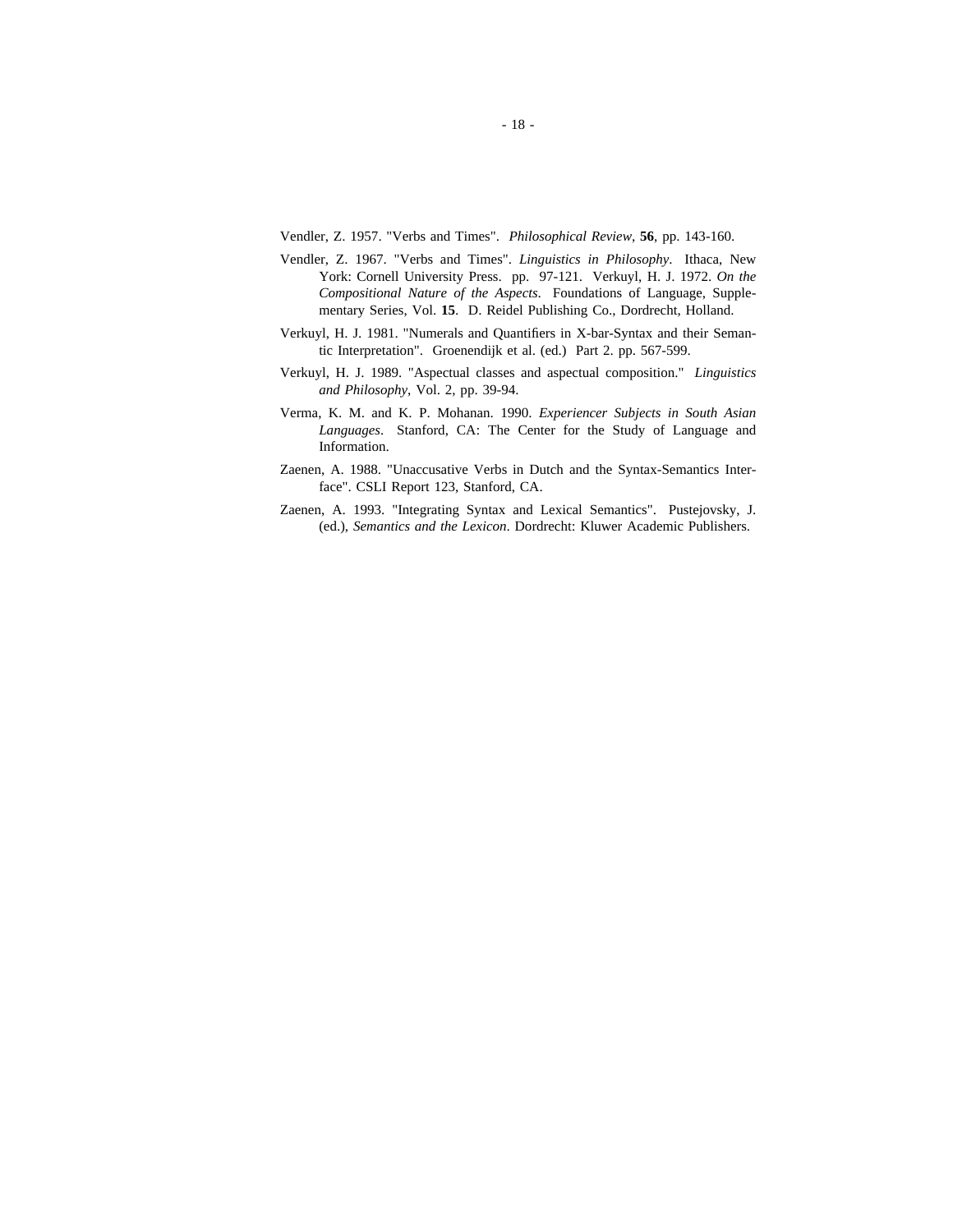Vendler, Z. 1957. "Verbs and Times". *Philosophical Review*, **56**, pp. 143-160.

Vendler, Z. 1967. "Verbs and Times". *Linguistics in Philosophy*. Ithaca, New York: Cornell University Press. pp. 97-121. Verkuyl, H. J. 1972. *On the Compositional Nature of the Aspects*. Foundations of Language, Supplementary Series, Vol. **15**. D. Reidel Publishing Co., Dordrecht, Holland.

Verkuyl, H. J. 1981. "Numerals and Quantifiers in X-bar-Syntax and their Semantic Interpretation". Groenendijk et al. (ed.) Part 2. pp. 567-599.

Verkuyl, H. J. 1989. "Aspectual classes and aspectual composition." *Linguistics and Philosophy*, Vol. 2, pp. 39-94.

Verma, K. M. and K. P. Mohanan. 1990. *Experiencer Subjects in South Asian Languages*. Stanford, CA: The Center for the Study of Language and Information.

Zaenen, A. 1988. "Unaccusative Verbs in Dutch and the Syntax-Semantics Interface". CSLI Report 123, Stanford, CA.

Zaenen, A. 1993. "Integrating Syntax and Lexical Semantics". Pustejovsky, J. (ed.), *Semantics and the Lexicon*. Dordrecht: Kluwer Academic Publishers.